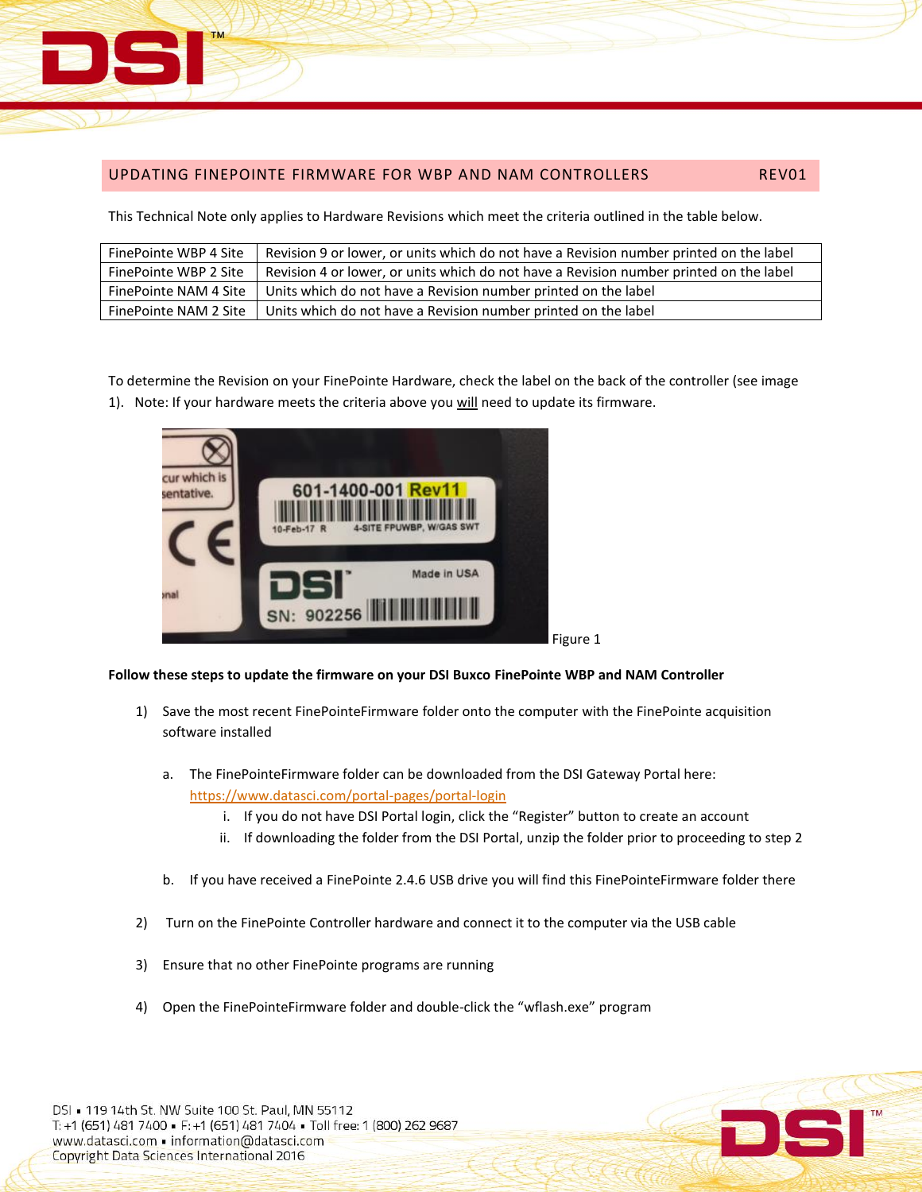## UPDATING FINEPOINTE FIRMWARE FOR WBP AND NAM CONTROLLERS REV01

This Technical Note only applies to Hardware Revisions which meet the criteria outlined in the table below.

| | |
|---|---|
| FinePointe WBP 4 Site | Revision 9 or lower, or units which do not have a Revision number printed on the label |
| FinePointe WBP 2 Site | Revision 4 or lower, or units which do not have a Revision number printed on the label |
| FinePointe NAM 4 Site | Units which do not have a Revision number printed on the label |
| FinePointe NAM 2 Site | Units which do not have a Revision number printed on the label |

To determine the Revision on your FinePointe Hardware, check the label on the back of the controller (see image 1). Note: If your hardware meets the criteria above you will need to update its firmware.

Figure 1

**Follow these steps to update the firmware on your DSI Buxco FinePointe WBP and NAM Controller**

1) Save the most recent FinePointeFirmware folder onto the computer with the FinePointe acquisition software installed

   a. The FinePointeFirmware folder can be downloaded from the DSI Gateway Portal here: https://www.datasci.com/portal-pages/portal-login

      i. If you do not have DSI Portal login, click the "Register" button to create an account

      ii. If downloading the folder from the DSI Portal, unzip the folder prior to proceeding to step 2

   b. If you have received a FinePointe 2.4.6 USB drive you will find this FinePointeFirmware folder there

2) Turn on the FinePointe Controller hardware and connect it to the computer via the USB cable

3) Ensure that no other FinePointe programs are running

4) Open the FinePointeFirmware folder and double-click the "wflash.exe" program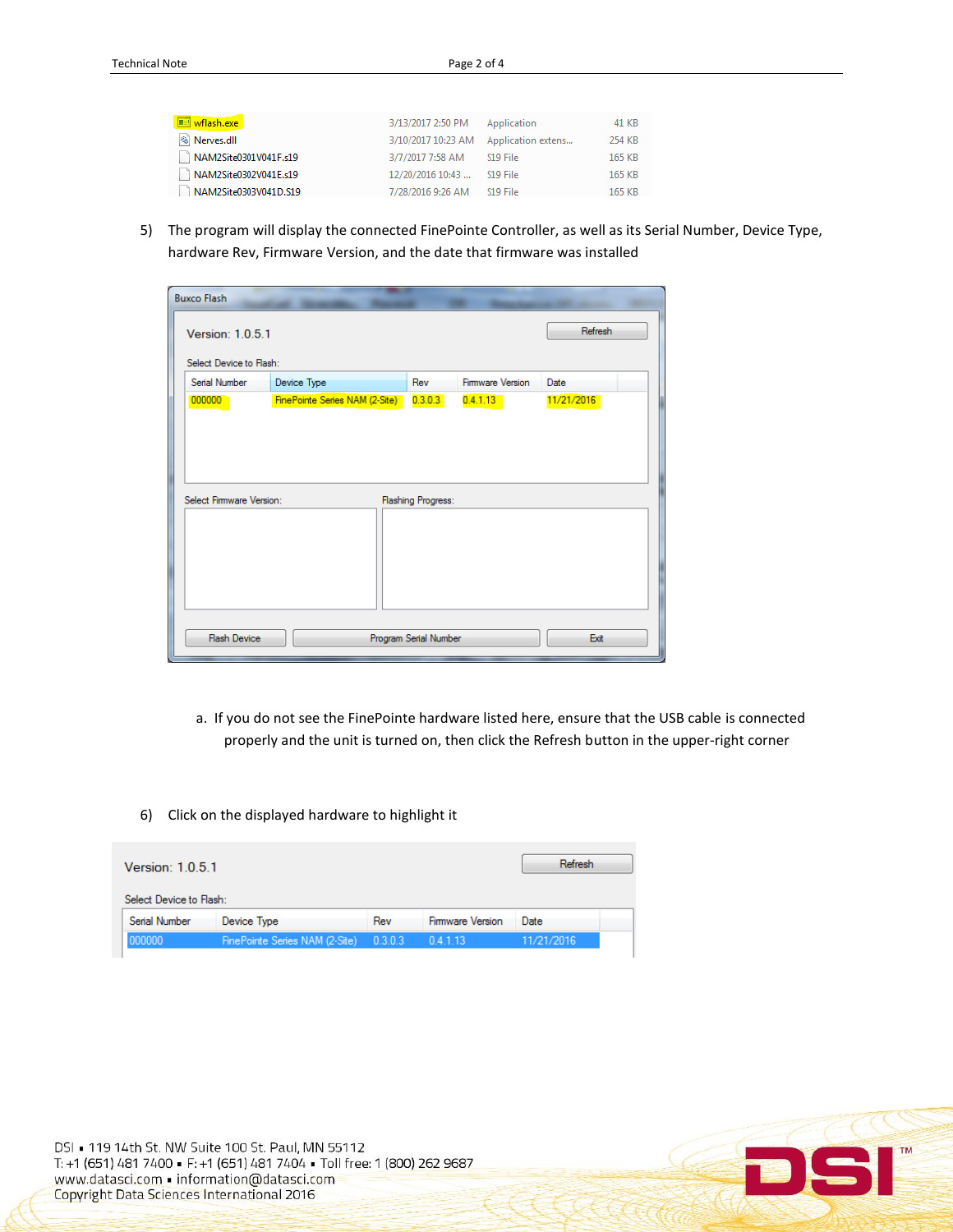| | | | |
|---|---|---|---|
| wflash.exe | 3/13/2017 2:50 PM | Application | 41 KB |
| Nerves.dll | 3/10/2017 10:23 AM | Application extens... | 254 KB |
| NAM2Site0301V041F.s19 | 3/7/2017 7:58 AM | S19 File | 165 KB |
| NAM2Site0302V041E.s19 | 12/20/2016 10:43 ... | S19 File | 165 KB |
| NAM2Site0303V041D.S19 | 7/28/2016 9:26 AM | S19 File | 165 KB |

5) The program will display the connected FinePointe Controller, as well as its Serial Number, Device Type, hardware Rev, Firmware Version, and the date that firmware was installed

Buxco Flash

Version: 1.0.5.1

Refresh

Select Device to Flash:

| Serial Number | Device Type | Rev | Firmware Version | Date |
|---|---|---|---|---|
| 000000 | FinePointe Series NAM (2-Site) | 0.3.0.3 | 0.4.1.13 | 11/21/2016 |

Select Firmware Version:

Flashing Progress:

Flash Device

Program Serial Number

Exit

a. If you do not see the FinePointe hardware listed here, ensure that the USB cable is connected properly and the unit is turned on, then click the Refresh button in the upper-right corner

6) Click on the displayed hardware to highlight it

Version: 1.0.5.1

Refresh

Select Device to Flash:

| Serial Number | Device Type | Rev | Firmware Version | Date |
|---|---|---|---|---|
| 000000 | FinePointe Series NAM (2-Site) | 0.3.0.3 | 0.4.1.13 | 11/21/2016 |

DSI ▪ 119 14th St. NW Suite 100 St. Paul, MN 55112
T: +1 (651) 481 7400 ▪ F: +1 (651) 481 7404 ▪ Toll free: 1 (800) 262 9687
www.datasci.com ▪ information@datasci.com
Copyright Data Sciences International 2016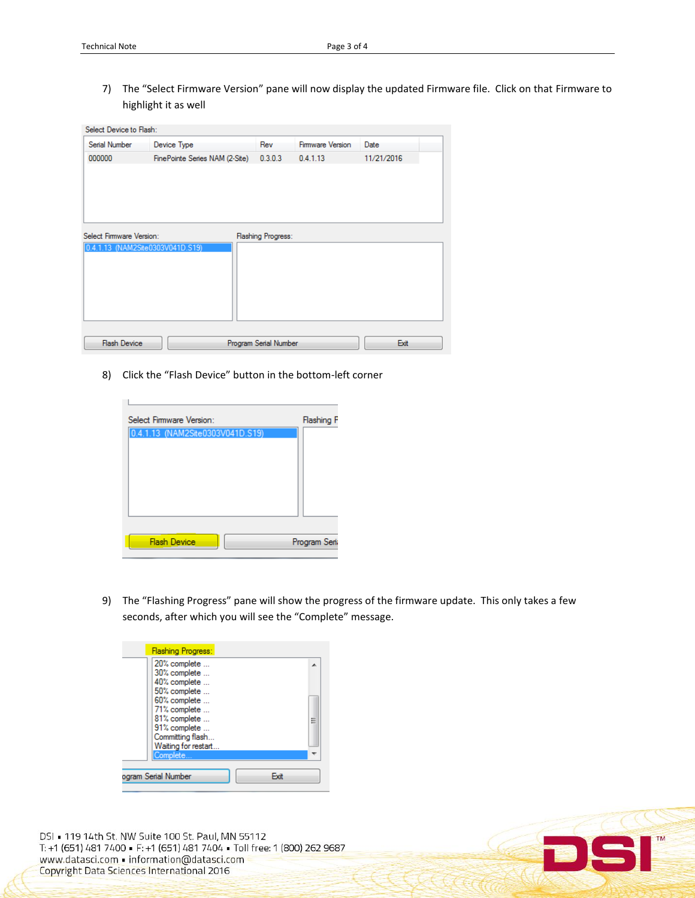7) The “Select Firmware Version” pane will now display the updated Firmware file. Click on that Firmware to highlight it as well

8) Click the “Flash Device” button in the bottom-left corner

9) The “Flashing Progress” pane will show the progress of the firmware update. This only takes a few seconds, after which you will see the “Complete” message.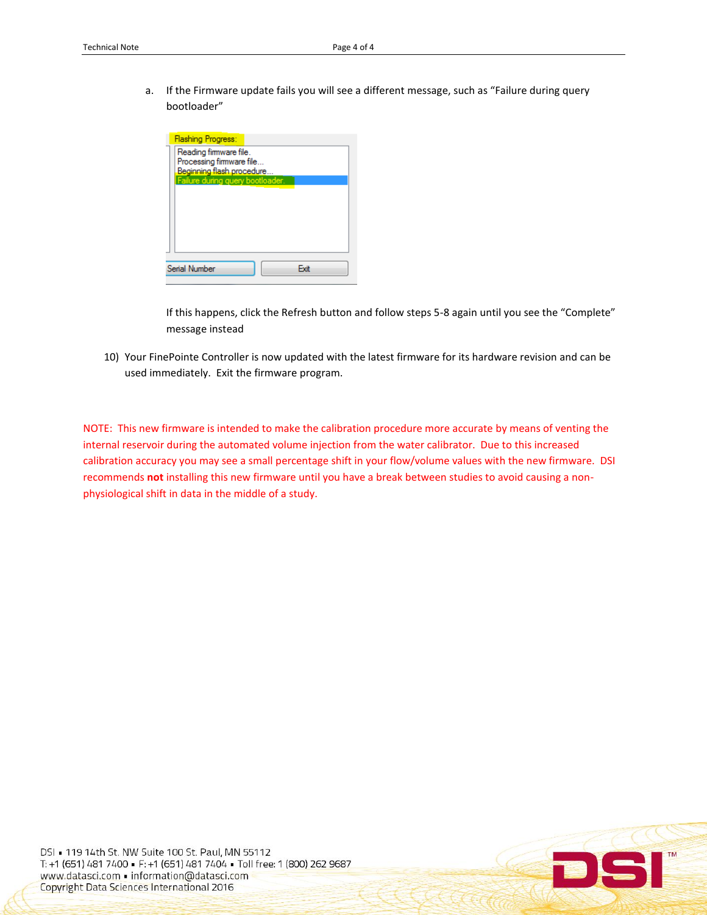a. If the Firmware update fails you will see a different message, such as "Failure during query bootloader"

Flashing Progress:

Reading firmware file.
Processing firmware file...
Beginning flash procedure...
Failure during query bootloader.

Serial Number    Exit

If this happens, click the Refresh button and follow steps 5-8 again until you see the "Complete" message instead

10) Your FinePointe Controller is now updated with the latest firmware for its hardware revision and can be used immediately. Exit the firmware program.

NOTE: This new firmware is intended to make the calibration procedure more accurate by means of venting the internal reservoir during the automated volume injection from the water calibrator. Due to this increased calibration accuracy you may see a small percentage shift in your flow/volume values with the new firmware. DSI recommends **not** installing this new firmware until you have a break between studies to avoid causing a non-physiological shift in data in the middle of a study.

DSI ▪ 119 14th St. NW Suite 100 St. Paul, MN 55112
T: +1 (651) 481 7400 ▪ F: +1 (651) 481 7404 ▪ Toll free: 1 (800) 262 9687
www.datasci.com ▪ information@datasci.com
Copyright Data Sciences International 2016